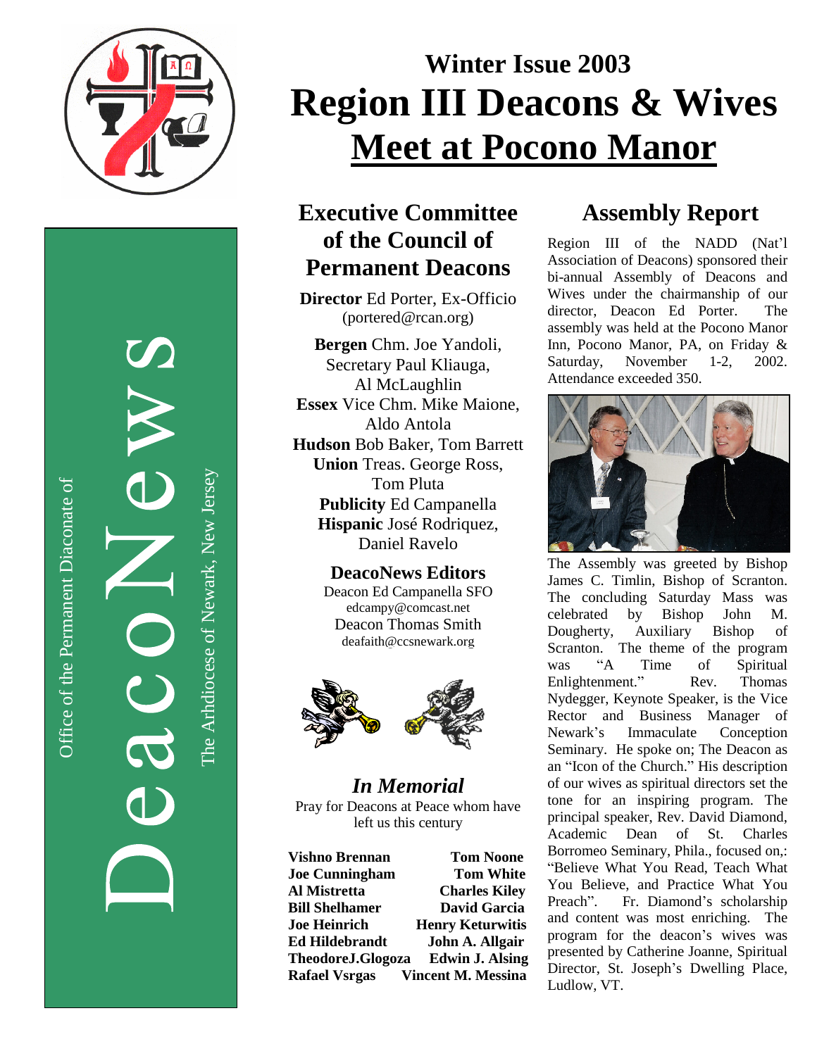Office of the Permanent Diaconate of

# DeacoNews

The Arhdiocese of Newark, New Jersey

## Winter Issue 2003

# Region III Deacons & Wives Meet at Pocono Manor

## Executive Committee of the Council of Permanent Deacons

**Director** Ed Porter, Ex-Officio (portered@rcan.org)

**Bergen** Chm. Joe Yandoli, Secretary Paul Kliauga, Al McLaughlin

**Essex** Vice Chm. Mike Maione, Aldo Antola

**Hudson** Bob Baker, Tom Barrett

**Union** Treas. George Ross, Tom Pluta

**Publicity** Ed Campanella

**Hispanic** José Rodriquez, Daniel Ravelo

### DeacoNews Editors

Deacon Ed Campanella SFO
edcampy@comcast.net

Deacon Thomas Smith
deafaith@ccsnewark.org

### *In Memorial*

Pray for Deacons at Peace whom have left us this century

| | |
|---|---|
| **Vishno Brennan** | **Tom Noone** |
| **Joe Cunningham** | **Tom White** |
| **Al Mistretta** | **Charles Kiley** |
| **Bill Shelhamer** | **David Garcia** |
| **Joe Heinrich** | **Henry Keturwitis** |
| **Ed Hildebrandt** | **John A. Allgair** |
| **TheodoreJ.Glogoza** | **Edwin J. Alsing** |
| **Rafael Vsrgas** | **Vincent M. Messina** |

## Assembly Report

Region III of the NADD (Nat'l Association of Deacons) sponsored their bi-annual Assembly of Deacons and Wives under the chairmanship of our director, Deacon Ed Porter. The assembly was held at the Pocono Manor Inn, Pocono Manor, PA, on Friday & Saturday, November 1-2, 2002. Attendance exceeded 350.

The Assembly was greeted by Bishop James C. Timlin, Bishop of Scranton. The concluding Saturday Mass was celebrated by Bishop John M. Dougherty, Auxiliary Bishop of Scranton. The theme of the program was "A Time of Spiritual Enlightenment." Rev. Thomas Nydegger, Keynote Speaker, is the Vice Rector and Business Manager of Newark's Immaculate Conception Seminary. He spoke on; The Deacon as an "Icon of the Church." His description of our wives as spiritual directors set the tone for an inspiring program. The principal speaker, Rev. David Diamond, Academic Dean of St. Charles Borromeo Seminary, Phila., focused on,: "Believe What You Read, Teach What You Believe, and Practice What You Preach". Fr. Diamond's scholarship and content was most enriching. The program for the deacon's wives was presented by Catherine Joanne, Spiritual Director, St. Joseph's Dwelling Place, Ludlow, VT.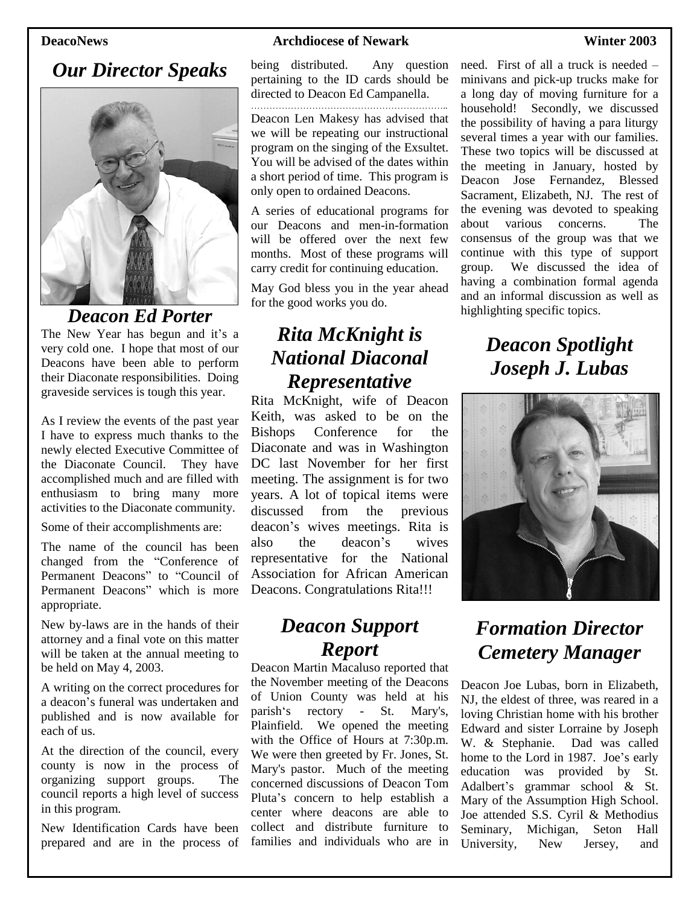## *Our Director Speaks*

### *Deacon Ed Porter*

The New Year has begun and it's a very cold one. I hope that most of our Deacons have been able to perform their Diaconate responsibilities. Doing graveside services is tough this year.

As I review the events of the past year I have to express much thanks to the newly elected Executive Committee of the Diaconate Council. They have accomplished much and are filled with enthusiasm to bring many more activities to the Diaconate community.

Some of their accomplishments are:

The name of the council has been changed from the "Conference of Permanent Deacons" to "Council of Permanent Deacons" which is more appropriate.

New by-laws are in the hands of their attorney and a final vote on this matter will be taken at the annual meeting to be held on May 4, 2003.

A writing on the correct procedures for a deacon's funeral was undertaken and published and is now available for each of us.

At the direction of the council, every county is now in the process of organizing support groups. The council reports a high level of success in this program.

New Identification Cards have been prepared and are in the process of being distributed. Any question pertaining to the ID cards should be directed to Deacon Ed Campanella.

…………………………………………………………..

Deacon Len Makesy has advised that we will be repeating our instructional program on the singing of the Exsultet. You will be advised of the dates within a short period of time. This program is only open to ordained Deacons.

A series of educational programs for our Deacons and men-in-formation will be offered over the next few months. Most of these programs will carry credit for continuing education.

May God bless you in the year ahead for the good works you do.

## *Rita McKnight is National Diaconal Representative*

Rita McKnight, wife of Deacon Keith, was asked to be on the Bishops Conference for the Diaconate and was in Washington DC last November for her first meeting. The assignment is for two years. A lot of topical items were discussed from the previous deacon's wives meetings. Rita is also the deacon's wives representative for the National Association for African American Deacons. Congratulations Rita!!!

## *Deacon Support Report*

Deacon Martin Macaluso reported that the November meeting of the Deacons of Union County was held at his parish's rectory - St. Mary's, Plainfield. We opened the meeting with the Office of Hours at 7:30p.m. We were then greeted by Fr. Jones, St. Mary's pastor. Much of the meeting concerned discussions of Deacon Tom Pluta's concern to help establish a center where deacons are able to collect and distribute furniture to families and individuals who are in need. First of all a truck is needed – minivans and pick-up trucks make for a long day of moving furniture for a household! Secondly, we discussed the possibility of having a para liturgy several times a year with our families. These two topics will be discussed at the meeting in January, hosted by Deacon Jose Fernandez, Blessed Sacrament, Elizabeth, NJ. The rest of the evening was devoted to speaking about various concerns. The consensus of the group was that we continue with this type of support group. We discussed the idea of having a combination formal agenda and an informal discussion as well as highlighting specific topics.

## *Deacon Spotlight Joseph J. Lubas*

## *Formation Director Cemetery Manager*

Deacon Joe Lubas, born in Elizabeth, NJ, the eldest of three, was reared in a loving Christian home with his brother Edward and sister Lorraine by Joseph W. & Stephanie. Dad was called home to the Lord in 1987. Joe's early education was provided by St. Adalbert's grammar school & St. Mary of the Assumption High School. Joe attended S.S. Cyril & Methodius Seminary, Michigan, Seton Hall University, New Jersey, and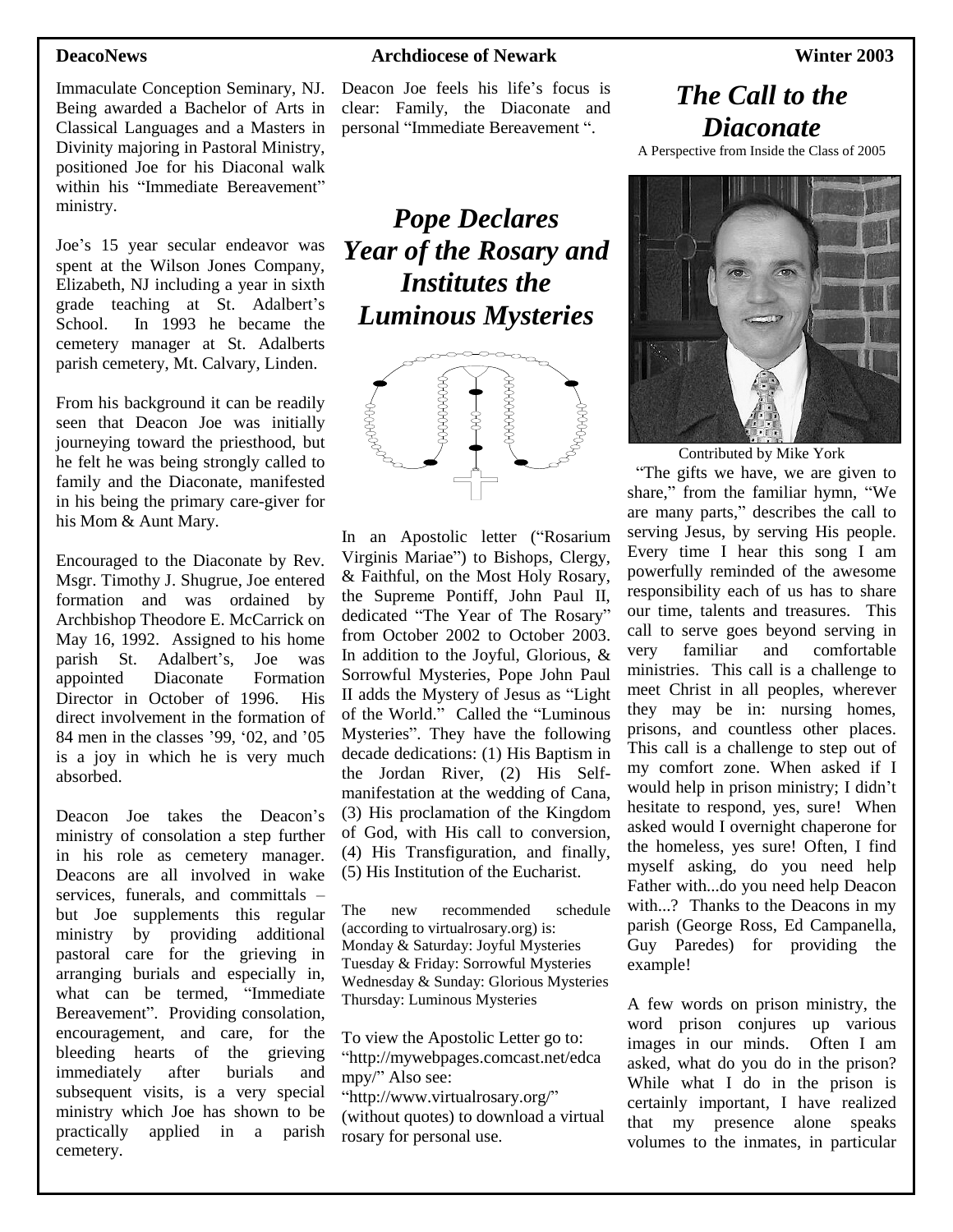Immaculate Conception Seminary, NJ. Being awarded a Bachelor of Arts in Classical Languages and a Masters in Divinity majoring in Pastoral Ministry, positioned Joe for his Diaconal walk within his "Immediate Bereavement" ministry.

Joe's 15 year secular endeavor was spent at the Wilson Jones Company, Elizabeth, NJ including a year in sixth grade teaching at St. Adalbert's School. In 1993 he became the cemetery manager at St. Adalberts parish cemetery, Mt. Calvary, Linden.

From his background it can be readily seen that Deacon Joe was initially journeying toward the priesthood, but he felt he was being strongly called to family and the Diaconate, manifested in his being the primary care-giver for his Mom & Aunt Mary.

Encouraged to the Diaconate by Rev. Msgr. Timothy J. Shugrue, Joe entered formation and was ordained by Archbishop Theodore E. McCarrick on May 16, 1992. Assigned to his home parish St. Adalbert's, Joe was appointed Diaconate Formation Director in October of 1996. His direct involvement in the formation of 84 men in the classes '99, '02, and '05 is a joy in which he is very much absorbed.

Deacon Joe takes the Deacon's ministry of consolation a step further in his role as cemetery manager. Deacons are all involved in wake services, funerals, and committals – but Joe supplements this regular ministry by providing additional pastoral care for the grieving in arranging burials and especially in, what can be termed, "Immediate Bereavement". Providing consolation, encouragement, and care, for the bleeding hearts of the grieving immediately after burials and subsequent visits, is a very special ministry which Joe has shown to be practically applied in a parish cemetery.

Deacon Joe feels his life's focus is clear: Family, the Diaconate and personal "Immediate Bereavement ".

## *Pope Declares Year of the Rosary and Institutes the Luminous Mysteries*

In an Apostolic letter ("Rosarium Virginis Mariae") to Bishops, Clergy, & Faithful, on the Most Holy Rosary, the Supreme Pontiff, John Paul II, dedicated "The Year of The Rosary" from October 2002 to October 2003. In addition to the Joyful, Glorious, & Sorrowful Mysteries, Pope John Paul II adds the Mystery of Jesus as "Light of the World." Called the "Luminous Mysteries". They have the following decade dedications: (1) His Baptism in the Jordan River, (2) His Self-manifestation at the wedding of Cana, (3) His proclamation of the Kingdom of God, with His call to conversion, (4) His Transfiguration, and finally, (5) His Institution of the Eucharist.

The new recommended schedule (according to virtualrosary.org) is:
Monday & Saturday: Joyful Mysteries
Tuesday & Friday: Sorrowful Mysteries
Wednesday & Sunday: Glorious Mysteries
Thursday: Luminous Mysteries

To view the Apostolic Letter go to: "http://mywebpages.comcast.net/edcampy/" Also see: "http://www.virtualrosary.org/" (without quotes) to download a virtual rosary for personal use.

## *The Call to the Diaconate*

A Perspective from Inside the Class of 2005

Contributed by Mike York

"The gifts we have, we are given to share," from the familiar hymn, "We are many parts," describes the call to serving Jesus, by serving His people. Every time I hear this song I am powerfully reminded of the awesome responsibility each of us has to share our time, talents and treasures. This call to serve goes beyond serving in very familiar and comfortable ministries. This call is a challenge to meet Christ in all peoples, wherever they may be in: nursing homes, prisons, and countless other places. This call is a challenge to step out of my comfort zone. When asked if I would help in prison ministry; I didn't hesitate to respond, yes, sure! When asked would I overnight chaperone for the homeless, yes sure! Often, I find myself asking, do you need help Father with...do you need help Deacon with...? Thanks to the Deacons in my parish (George Ross, Ed Campanella, Guy Paredes) for providing the example!

A few words on prison ministry, the word prison conjures up various images in our minds. Often I am asked, what do you do in the prison? While what I do in the prison is certainly important, I have realized that my presence alone speaks volumes to the inmates, in particular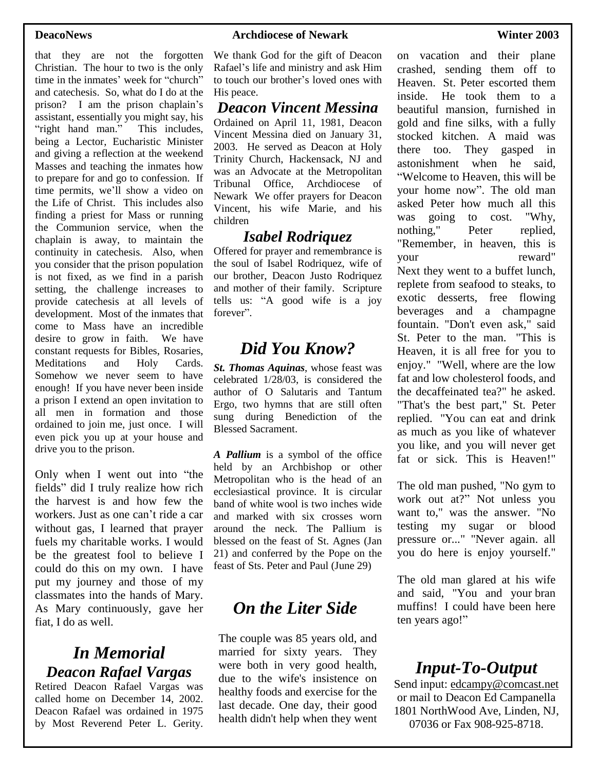that they are not the forgotten Christian. The hour to two is the only time in the inmates' week for "church" and catechesis. So, what do I do at the prison? I am the prison chaplain's assistant, essentially you might say, his "right hand man." This includes, being a Lector, Eucharistic Minister and giving a reflection at the weekend Masses and teaching the inmates how to prepare for and go to confession. If time permits, we'll show a video on the Life of Christ. This includes also finding a priest for Mass or running the Communion service, when the chaplain is away, to maintain the continuity in catechesis. Also, when you consider that the prison population is not fixed, as we find in a parish setting, the challenge increases to provide catechesis at all levels of development. Most of the inmates that come to Mass have an incredible desire to grow in faith. We have constant requests for Bibles, Rosaries, Meditations and Holy Cards. Somehow we never seem to have enough! If you have never been inside a prison I extend an open invitation to all men in formation and those ordained to join me, just once. I will even pick you up at your house and drive you to the prison.

Only when I went out into "the fields" did I truly realize how rich the harvest is and how few the workers. Just as one can't ride a car without gas, I learned that prayer fuels my charitable works. I would be the greatest fool to believe I could do this on my own. I have put my journey and those of my classmates into the hands of Mary. As Mary continuously, gave her fiat, I do as well.

# *In Memorial*

## *Deacon Rafael Vargas*

Retired Deacon Rafael Vargas was called home on December 14, 2002. Deacon Rafael was ordained in 1975 by Most Reverend Peter L. Gerity. We thank God for the gift of Deacon Rafael's life and ministry and ask Him to touch our brother's loved ones with His peace.

## *Deacon Vincent Messina*

Ordained on April 11, 1981, Deacon Vincent Messina died on January 31, 2003. He served as Deacon at Holy Trinity Church, Hackensack, NJ and was an Advocate at the Metropolitan Tribunal Office, Archdiocese of Newark We offer prayers for Deacon Vincent, his wife Marie, and his children

## *Isabel Rodriquez*

Offered for prayer and remembrance is the soul of Isabel Rodriquez, wife of our brother, Deacon Justo Rodriquez and mother of their family. Scripture tells us: "A good wife is a joy forever".

# *Did You Know?*

***St. Thomas Aquinas***, whose feast was celebrated 1/28/03, is considered the author of O Salutaris and Tantum Ergo, two hymns that are still often sung during Benediction of the Blessed Sacrament.

***A Pallium*** is a symbol of the office held by an Archbishop or other Metropolitan who is the head of an ecclesiastical province. It is circular band of white wool is two inches wide and marked with six crosses worn around the neck. The Pallium is blessed on the feast of St. Agnes (Jan 21) and conferred by the Pope on the feast of Sts. Peter and Paul (June 29)

# *On the Liter Side*

The couple was 85 years old, and married for sixty years. They were both in very good health, due to the wife's insistence on healthy foods and exercise for the last decade. One day, their good health didn't help when they went on vacation and their plane crashed, sending them off to Heaven. St. Peter escorted them inside. He took them to a beautiful mansion, furnished in gold and fine silks, with a fully stocked kitchen. A maid was there too. They gasped in astonishment when he said, "Welcome to Heaven, this will be your home now". The old man asked Peter how much all this was going to cost. "Why, nothing," Peter replied, "Remember, in heaven, this is your reward" Next they went to a buffet lunch, replete from seafood to steaks, to exotic desserts, free flowing beverages and a champagne fountain. "Don't even ask," said St. Peter to the man. "This is Heaven, it is all free for you to enjoy." "Well, where are the low fat and low cholesterol foods, and the decaffeinated tea?" he asked. "That's the best part," St. Peter replied. "You can eat and drink as much as you like of whatever you like, and you will never get fat or sick. This is Heaven!"

The old man pushed, "No gym to work out at?" Not unless you want to," was the answer. "No testing my sugar or blood pressure or..." "Never again. all you do here is enjoy yourself."

The old man glared at his wife and said, "You and your bran muffins! I could have been here ten years ago!"

# *Input-To-Output*

Send input: edcampy@comcast.net or mail to Deacon Ed Campanella 1801 NorthWood Ave, Linden, NJ, 07036 or Fax 908-925-8718.